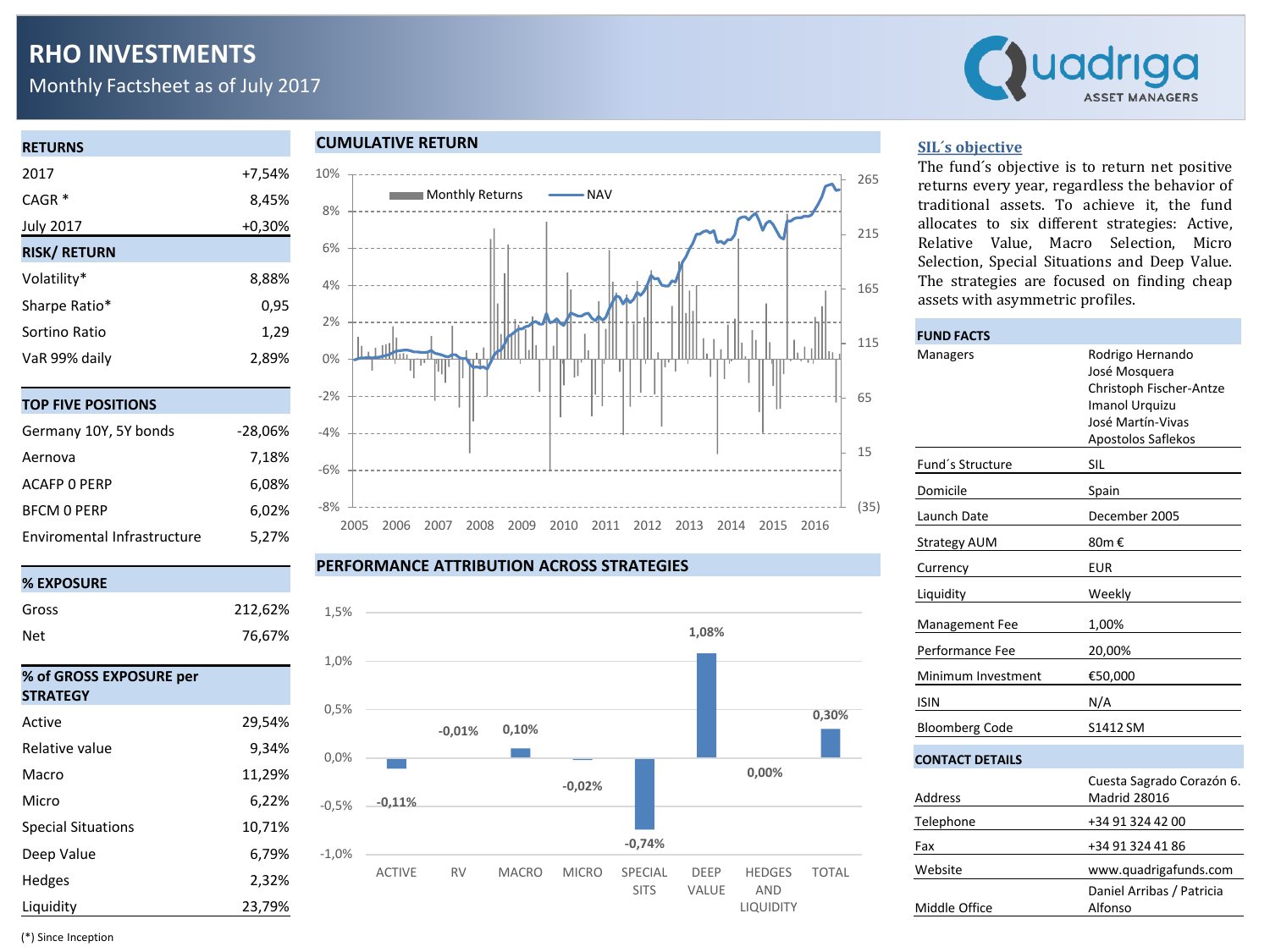# RHO INVESTMENTS

Monthly Factsheet as of July 2017

Quadriga ASSET MANAGERS

## RETURNS

| | |
|---|---|
| 2017 | +7,54% |
| CAGR * | 8,45% |
| July 2017 | +0,30% |

## RISK/ RETURN

| | |
|---|---|
| Volatility* | 8,88% |
| Sharpe Ratio* | 0,95 |
| Sortino Ratio | 1,29 |
| VaR 99% daily | 2,89% |

## TOP FIVE POSITIONS

| | |
|---|---|
| Germany 10Y, 5Y bonds | -28,06% |
| Aernova | 7,18% |
| ACAFP 0 PERP | 6,08% |
| BFCM 0 PERP | 6,02% |
| Enviromental Infrastructure | 5,27% |

## % EXPOSURE

| | |
|---|---|
| Gross | 212,62% |
| Net | 76,67% |

## % of GROSS EXPOSURE per STRATEGY

| | |
|---|---|
| Active | 29,54% |
| Relative value | 9,34% |
| Macro | 11,29% |
| Micro | 6,22% |
| Special Situations | 10,71% |
| Deep Value | 6,79% |
| Hedges | 2,32% |
| Liquidity | 23,79% |

(*) Since Inception

## CUMULATIVE RETURN

## PERFORMANCE ATTRIBUTION ACROSS STRATEGIES

| ACTIVE | RV | MACRO | MICRO | SPECIAL SITS | DEEP VALUE | HEDGES AND LIQUIDITY | TOTAL |
|---|---|---|---|---|---|---|---|
| -0,11% | -0,01% | 0,10% | -0,02% | -0,74% | 1,08% | 0,00% | 0,30% |

## SIL´s objective

The fund´s objective is to return net positive returns every year, regardless the behavior of traditional assets. To achieve it, the fund allocates to six different strategies: Active, Relative Value, Macro Selection, Micro Selection, Special Situations and Deep Value. The strategies are focused on finding cheap assets with asymmetric profiles.

## FUND FACTS

| | |
|---|---|
| Managers | Rodrigo Hernando<br>José Mosquera<br>Christoph Fischer-Antze<br>Imanol Urquizu<br>José Martín-Vivas<br>Apostolos Saflekos |
| Fund´s Structure | SIL |
| Domicile | Spain |
| Launch Date | December 2005 |
| Strategy AUM | 80m € |
| Currency | EUR |
| Liquidity | Weekly |
| Management Fee | 1,00% |
| Performance Fee | 20,00% |
| Minimum Investment | €50,000 |
| ISIN | N/A |
| Bloomberg Code | S1412 SM |

## CONTACT DETAILS

| | |
|---|---|
| Address | Cuesta Sagrado Corazón 6. Madrid 28016 |
| Telephone | +34 91 324 42 00 |
| Fax | +34 91 324 41 86 |
| Website | www.quadrigafunds.com |
| Middle Office | Daniel Arribas / Patricia Alfonso |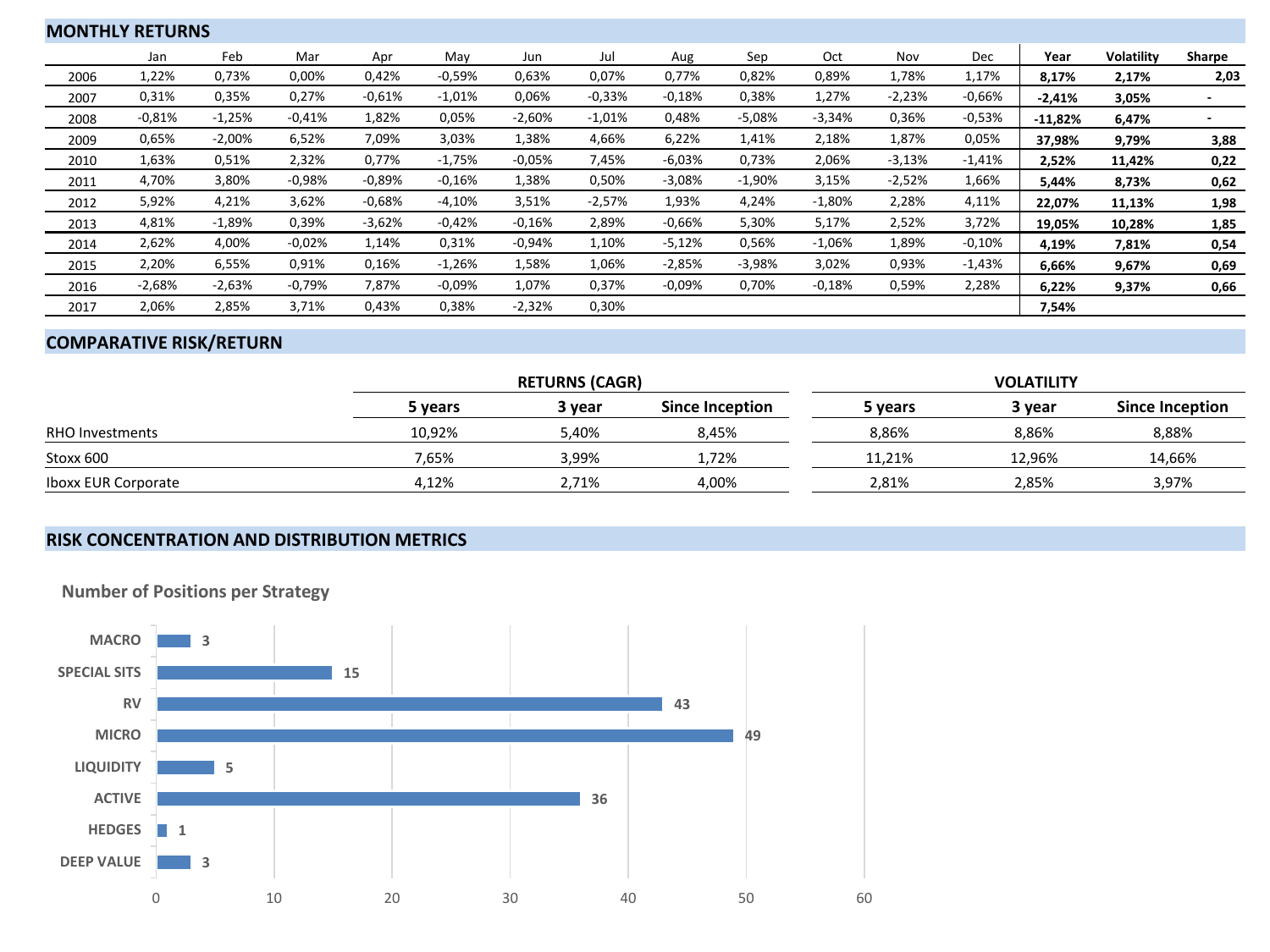## MONTHLY RETURNS

| | Jan | Feb | Mar | Apr | May | Jun | Jul | Aug | Sep | Oct | Nov | Dec | Year | Volatility | Sharpe |
|---|---|---|---|---|---|---|---|---|---|---|---|---|---|---|---|
| 2006 | 1,22% | 0,73% | 0,00% | 0,42% | -0,59% | 0,63% | 0,07% | 0,77% | 0,82% | 0,89% | 1,78% | 1,17% | **8,17%** | **2,17%** | **2,03** |
| 2007 | 0,31% | 0,35% | 0,27% | -0,61% | -1,01% | 0,06% | -0,33% | -0,18% | 0,38% | 1,27% | -2,23% | -0,66% | **-2,41%** | **3,05%** | **-** |
| 2008 | -0,81% | -1,25% | -0,41% | 1,82% | 0,05% | -2,60% | -1,01% | 0,48% | -5,08% | -3,34% | 0,36% | -0,53% | **-11,82%** | **6,47%** | **-** |
| 2009 | 0,65% | -2,00% | 6,52% | 7,09% | 3,03% | 1,38% | 4,66% | 6,22% | 1,41% | 2,18% | 1,87% | 0,05% | **37,98%** | **9,79%** | **3,88** |
| 2010 | 1,63% | 0,51% | 2,32% | 0,77% | -1,75% | -0,05% | 7,45% | -6,03% | 0,73% | 2,06% | -3,13% | -1,41% | **2,52%** | **11,42%** | **0,22** |
| 2011 | 4,70% | 3,80% | -0,98% | -0,89% | -0,16% | 1,38% | 0,50% | -3,08% | -1,90% | 3,15% | -2,52% | 1,66% | **5,44%** | **8,73%** | **0,62** |
| 2012 | 5,92% | 4,21% | 3,62% | -0,68% | -4,10% | 3,51% | -2,57% | 1,93% | 4,24% | -1,80% | 2,28% | 4,11% | **22,07%** | **11,13%** | **1,98** |
| 2013 | 4,81% | -1,89% | 0,39% | -3,62% | -0,42% | -0,16% | 2,89% | -0,66% | 5,30% | 5,17% | 2,52% | 3,72% | **19,05%** | **10,28%** | **1,85** |
| 2014 | 2,62% | 4,00% | -0,02% | 1,14% | 0,31% | -0,94% | 1,10% | -5,12% | 0,56% | -1,06% | 1,89% | -0,10% | **4,19%** | **7,81%** | **0,54** |
| 2015 | 2,20% | 6,55% | 0,91% | 0,16% | -1,26% | 1,58% | 1,06% | -2,85% | -3,98% | 3,02% | 0,93% | -1,43% | **6,66%** | **9,67%** | **0,69** |
| 2016 | -2,68% | -2,63% | -0,79% | 7,87% | -0,09% | 1,07% | 0,37% | -0,09% | 0,70% | -0,18% | 0,59% | 2,28% | **6,22%** | **9,37%** | **0,66** |
| 2017 | 2,06% | 2,85% | 3,71% | 0,43% | 0,38% | -2,32% | 0,30% | | | | | | **7,54%** | | |

## COMPARATIVE RISK/RETURN

| | RETURNS (CAGR) | | | VOLATILITY | | |
|---|---|---|---|---|---|---|
| | **5 years** | **3 year** | **Since Inception** | **5 years** | **3 year** | **Since Inception** |
| RHO Investments | 10,92% | 5,40% | 8,45% | 8,86% | 8,86% | 8,88% |
| Stoxx 600 | 7,65% | 3,99% | 1,72% | 11,21% | 12,96% | 14,66% |
| Iboxx EUR Corporate | 4,12% | 2,71% | 4,00% | 2,81% | 2,85% | 3,97% |

## RISK CONCENTRATION AND DISTRIBUTION METRICS

### Number of Positions per Strategy

| Strategy | Number of Positions |
|---|---|
| MACRO | 3 |
| SPECIAL SITS | 15 |
| RV | 43 |
| MICRO | 49 |
| LIQUIDITY | 5 |
| ACTIVE | 36 |
| HEDGES | 1 |
| DEEP VALUE | 3 |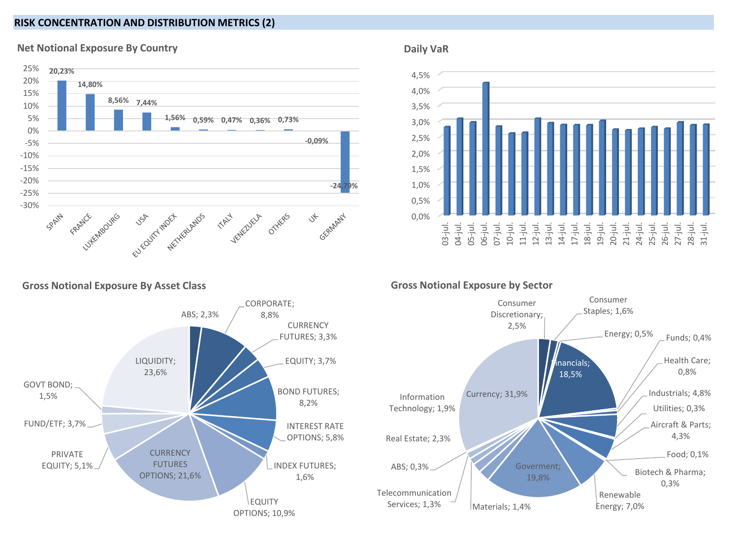## RISK CONCENTRATION AND DISTRIBUTION METRICS (2)

### Net Notional Exposure By Country

| Country | Net Notional Exposure |
|---|---|
| SPAIN | 20,23% |
| FRANCE | 14,80% |
| LUXEMBOURG | 8,56% |
| USA | 7,44% |
| EU EQUITY INDEX | 1,56% |
| NETHERLANDS | 0,59% |
| ITALY | 0,47% |
| VENEZUELA | 0,36% |
| OTHERS | 0,73% |
| UK | -0,09% |
| GERMANY | -24,79% |

### Daily VaR

03-jul., 04-jul., 05-jul., 06-jul., 07-jul., 10-jul., 11-jul., 12-jul., 13-jul., 14-jul., 17-jul., 18-jul., 19-jul., 20-jul., 21-jul., 24-jul., 25-jul., 26-jul., 27-jul., 28-jul., 31-jul.

### Gross Notional Exposure By Asset Class

| Asset Class | Exposure |
|---|---|
| ABS | 2,3% |
| CORPORATE | 8,8% |
| CURRENCY FUTURES | 3,3% |
| EQUITY | 3,7% |
| BOND FUTURES | 8,2% |
| INTEREST RATE OPTIONS | 5,8% |
| INDEX FUTURES | 1,6% |
| EQUITY OPTIONS | 10,9% |
| CURRENCY FUTURES OPTIONS | 21,6% |
| PRIVATE EQUITY | 5,1% |
| FUND/ETF | 3,7% |
| GOVT BOND | 1,5% |
| LIQUIDITY | 23,6% |

### Gross Notional Exposure by Sector

| Sector | Exposure |
|---|---|
| Consumer Discretionary | 2,5% |
| Consumer Staples | 1,6% |
| Energy | 0,5% |
| Funds | 0,4% |
| Financials | 18,5% |
| Health Care | 0,8% |
| Industrials | 4,8% |
| Utilities | 0,3% |
| Aircraft & Parts | 4,3% |
| Food | 0,1% |
| Biotech & Pharma | 0,3% |
| Renewable Energy | 7,0% |
| Goverment | 19,8% |
| Materials | 1,4% |
| Telecommunication Services | 1,3% |
| ABS | 0,3% |
| Real Estate | 2,3% |
| Information Technology | 1,9% |
| Currency | 31,9% |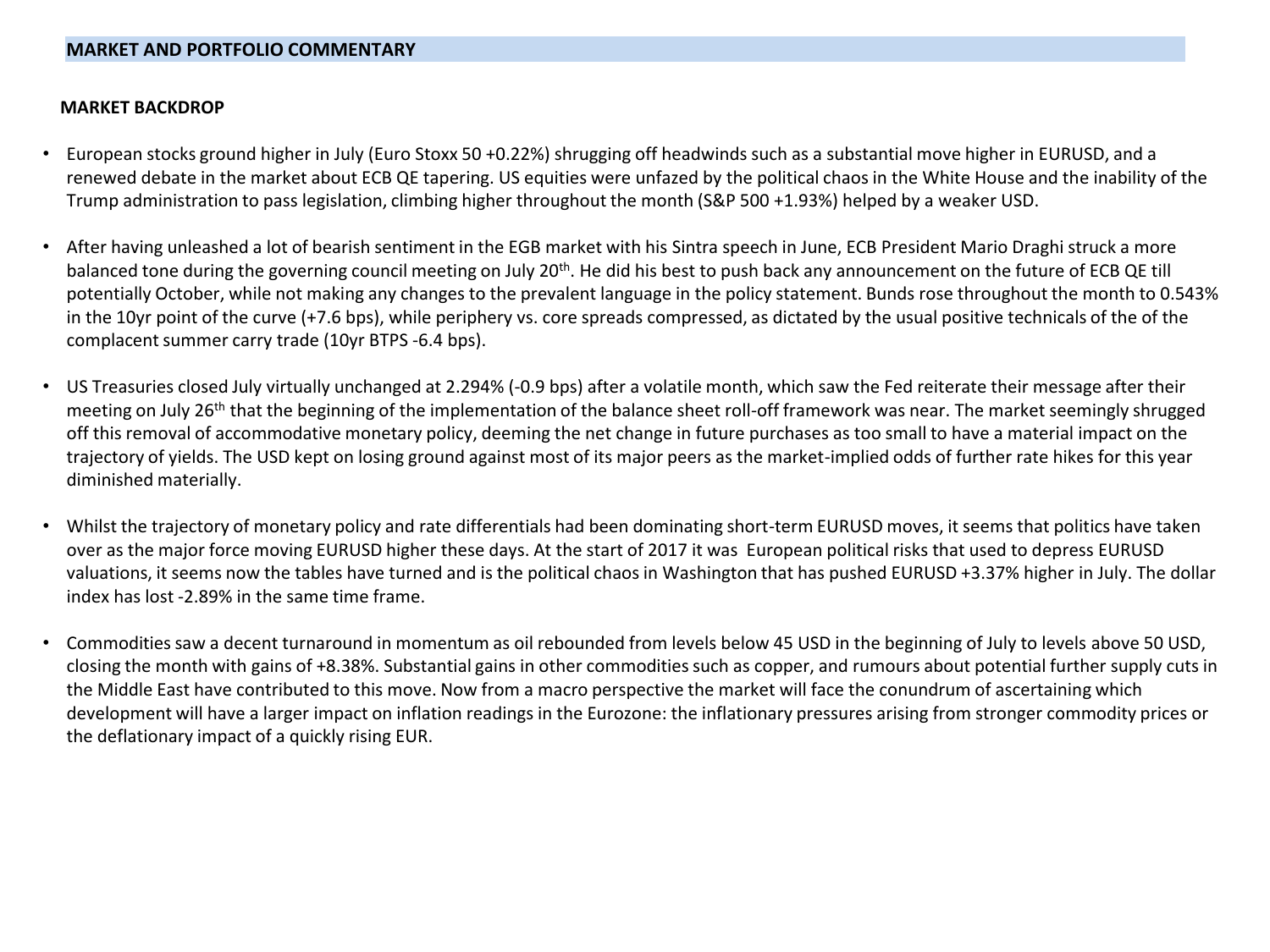## MARKET AND PORTFOLIO COMMENTARY

### MARKET BACKDROP

- European stocks ground higher in July (Euro Stoxx 50 +0.22%) shrugging off headwinds such as a substantial move higher in EURUSD, and a renewed debate in the market about ECB QE tapering. US equities were unfazed by the political chaos in the White House and the inability of the Trump administration to pass legislation, climbing higher throughout the month (S&P 500 +1.93%) helped by a weaker USD.

- After having unleashed a lot of bearish sentiment in the EGB market with his Sintra speech in June, ECB President Mario Draghi struck a more balanced tone during the governing council meeting on July 20th. He did his best to push back any announcement on the future of ECB QE till potentially October, while not making any changes to the prevalent language in the policy statement. Bunds rose throughout the month to 0.543% in the 10yr point of the curve (+7.6 bps), while periphery vs. core spreads compressed, as dictated by the usual positive technicals of the of the complacent summer carry trade (10yr BTPS -6.4 bps).

- US Treasuries closed July virtually unchanged at 2.294% (-0.9 bps) after a volatile month, which saw the Fed reiterate their message after their meeting on July 26th that the beginning of the implementation of the balance sheet roll-off framework was near. The market seemingly shrugged off this removal of accommodative monetary policy, deeming the net change in future purchases as too small to have a material impact on the trajectory of yields. The USD kept on losing ground against most of its major peers as the market-implied odds of further rate hikes for this year diminished materially.

- Whilst the trajectory of monetary policy and rate differentials had been dominating short-term EURUSD moves, it seems that politics have taken over as the major force moving EURUSD higher these days. At the start of 2017 it was European political risks that used to depress EURUSD valuations, it seems now the tables have turned and is the political chaos in Washington that has pushed EURUSD +3.37% higher in July. The dollar index has lost -2.89% in the same time frame.

- Commodities saw a decent turnaround in momentum as oil rebounded from levels below 45 USD in the beginning of July to levels above 50 USD, closing the month with gains of +8.38%. Substantial gains in other commodities such as copper, and rumours about potential further supply cuts in the Middle East have contributed to this move. Now from a macro perspective the market will face the conundrum of ascertaining which development will have a larger impact on inflation readings in the Eurozone: the inflationary pressures arising from stronger commodity prices or the deflationary impact of a quickly rising EUR.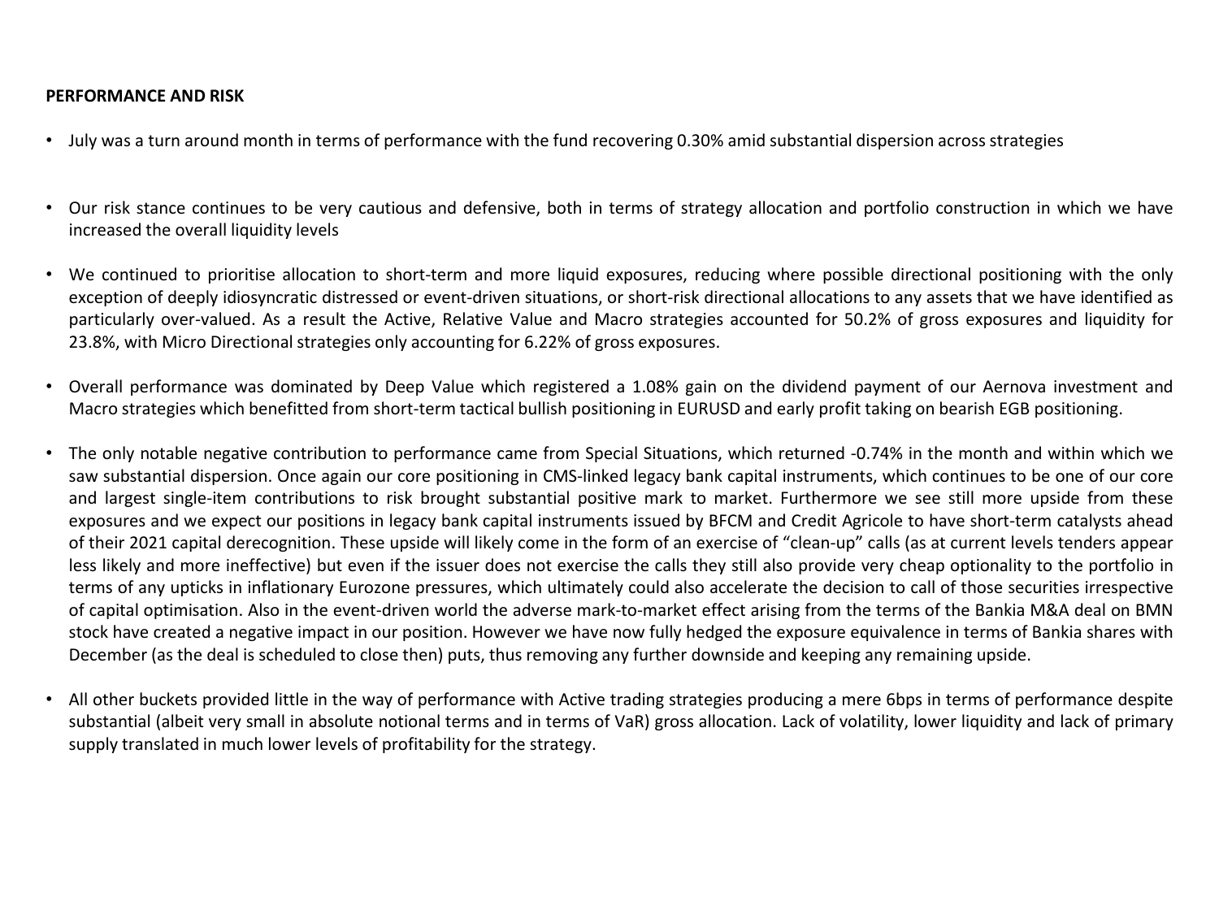**PERFORMANCE AND RISK**

- July was a turn around month in terms of performance with the fund recovering 0.30% amid substantial dispersion across strategies

- Our risk stance continues to be very cautious and defensive, both in terms of strategy allocation and portfolio construction in which we have increased the overall liquidity levels

- We continued to prioritise allocation to short-term and more liquid exposures, reducing where possible directional positioning with the only exception of deeply idiosyncratic distressed or event-driven situations, or short-risk directional allocations to any assets that we have identified as particularly over-valued. As a result the Active, Relative Value and Macro strategies accounted for 50.2% of gross exposures and liquidity for 23.8%, with Micro Directional strategies only accounting for 6.22% of gross exposures.

- Overall performance was dominated by Deep Value which registered a 1.08% gain on the dividend payment of our Aernova investment and Macro strategies which benefitted from short-term tactical bullish positioning in EURUSD and early profit taking on bearish EGB positioning.

- The only notable negative contribution to performance came from Special Situations, which returned -0.74% in the month and within which we saw substantial dispersion. Once again our core positioning in CMS-linked legacy bank capital instruments, which continues to be one of our core and largest single-item contributions to risk brought substantial positive mark to market. Furthermore we see still more upside from these exposures and we expect our positions in legacy bank capital instruments issued by BFCM and Credit Agricole to have short-term catalysts ahead of their 2021 capital derecognition. These upside will likely come in the form of an exercise of "clean-up" calls (as at current levels tenders appear less likely and more ineffective) but even if the issuer does not exercise the calls they still also provide very cheap optionality to the portfolio in terms of any upticks in inflationary Eurozone pressures, which ultimately could also accelerate the decision to call of those securities irrespective of capital optimisation. Also in the event-driven world the adverse mark-to-market effect arising from the terms of the Bankia M&A deal on BMN stock have created a negative impact in our position. However we have now fully hedged the exposure equivalence in terms of Bankia shares with December (as the deal is scheduled to close then) puts, thus removing any further downside and keeping any remaining upside.

- All other buckets provided little in the way of performance with Active trading strategies producing a mere 6bps in terms of performance despite substantial (albeit very small in absolute notional terms and in terms of VaR) gross allocation. Lack of volatility, lower liquidity and lack of primary supply translated in much lower levels of profitability for the strategy.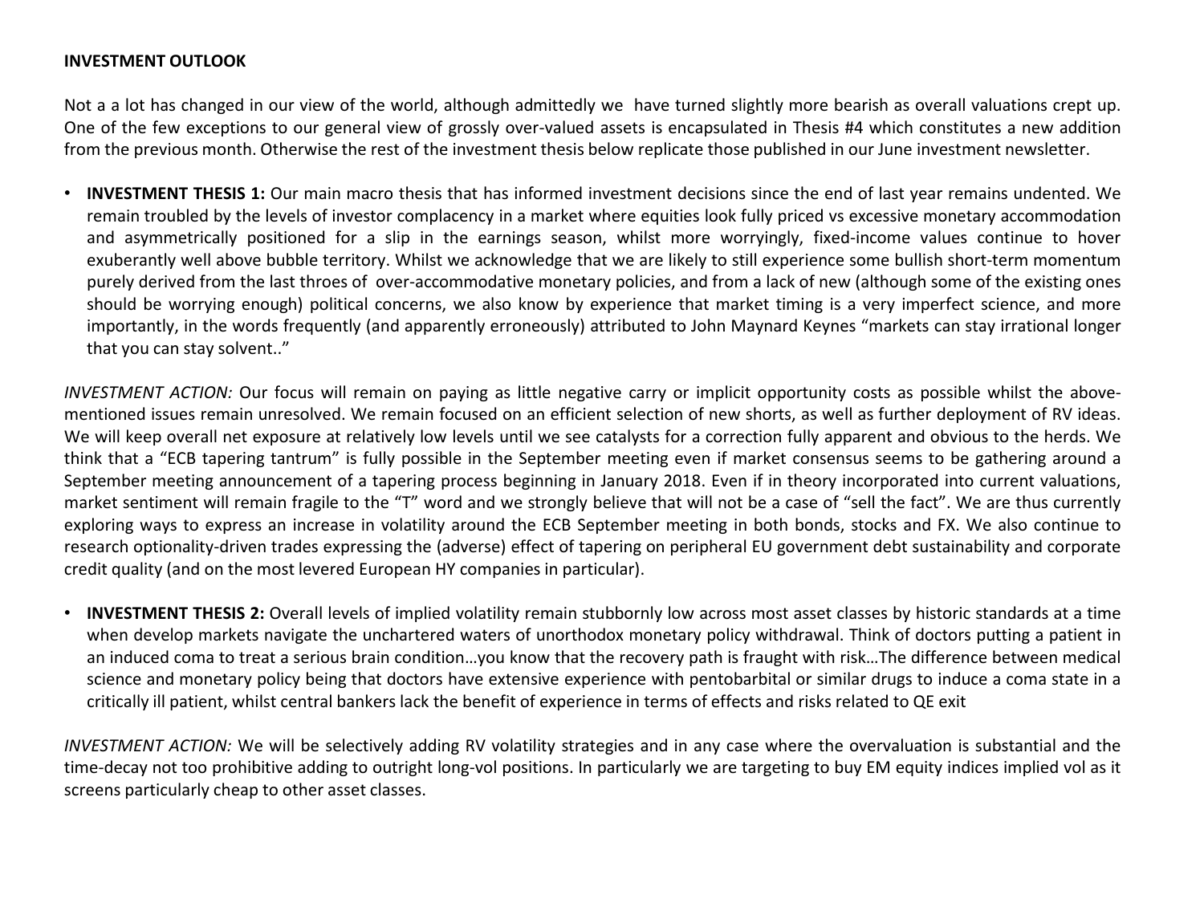**INVESTMENT OUTLOOK**

Not a a lot has changed in our view of the world, although admittedly we have turned slightly more bearish as overall valuations crept up. One of the few exceptions to our general view of grossly over-valued assets is encapsulated in Thesis #4 which constitutes a new addition from the previous month. Otherwise the rest of the investment thesis below replicate those published in our June investment newsletter.

- **INVESTMENT THESIS 1:** Our main macro thesis that has informed investment decisions since the end of last year remains undented. We remain troubled by the levels of investor complacency in a market where equities look fully priced vs excessive monetary accommodation and asymmetrically positioned for a slip in the earnings season, whilst more worryingly, fixed-income values continue to hover exuberantly well above bubble territory. Whilst we acknowledge that we are likely to still experience some bullish short-term momentum purely derived from the last throes of over-accommodative monetary policies, and from a lack of new (although some of the existing ones should be worrying enough) political concerns, we also know by experience that market timing is a very imperfect science, and more importantly, in the words frequently (and apparently erroneously) attributed to John Maynard Keynes "markets can stay irrational longer that you can stay solvent.."

*INVESTMENT ACTION:* Our focus will remain on paying as little negative carry or implicit opportunity costs as possible whilst the above-mentioned issues remain unresolved. We remain focused on an efficient selection of new shorts, as well as further deployment of RV ideas. We will keep overall net exposure at relatively low levels until we see catalysts for a correction fully apparent and obvious to the herds. We think that a "ECB tapering tantrum" is fully possible in the September meeting even if market consensus seems to be gathering around a September meeting announcement of a tapering process beginning in January 2018. Even if in theory incorporated into current valuations, market sentiment will remain fragile to the "T" word and we strongly believe that will not be a case of "sell the fact". We are thus currently exploring ways to express an increase in volatility around the ECB September meeting in both bonds, stocks and FX. We also continue to research optionality-driven trades expressing the (adverse) effect of tapering on peripheral EU government debt sustainability and corporate credit quality (and on the most levered European HY companies in particular).

- **INVESTMENT THESIS 2:** Overall levels of implied volatility remain stubbornly low across most asset classes by historic standards at a time when develop markets navigate the unchartered waters of unorthodox monetary policy withdrawal. Think of doctors putting a patient in an induced coma to treat a serious brain condition…you know that the recovery path is fraught with risk…The difference between medical science and monetary policy being that doctors have extensive experience with pentobarbital or similar drugs to induce a coma state in a critically ill patient, whilst central bankers lack the benefit of experience in terms of effects and risks related to QE exit

*INVESTMENT ACTION:* We will be selectively adding RV volatility strategies and in any case where the overvaluation is substantial and the time-decay not too prohibitive adding to outright long-vol positions. In particularly we are targeting to buy EM equity indices implied vol as it screens particularly cheap to other asset classes.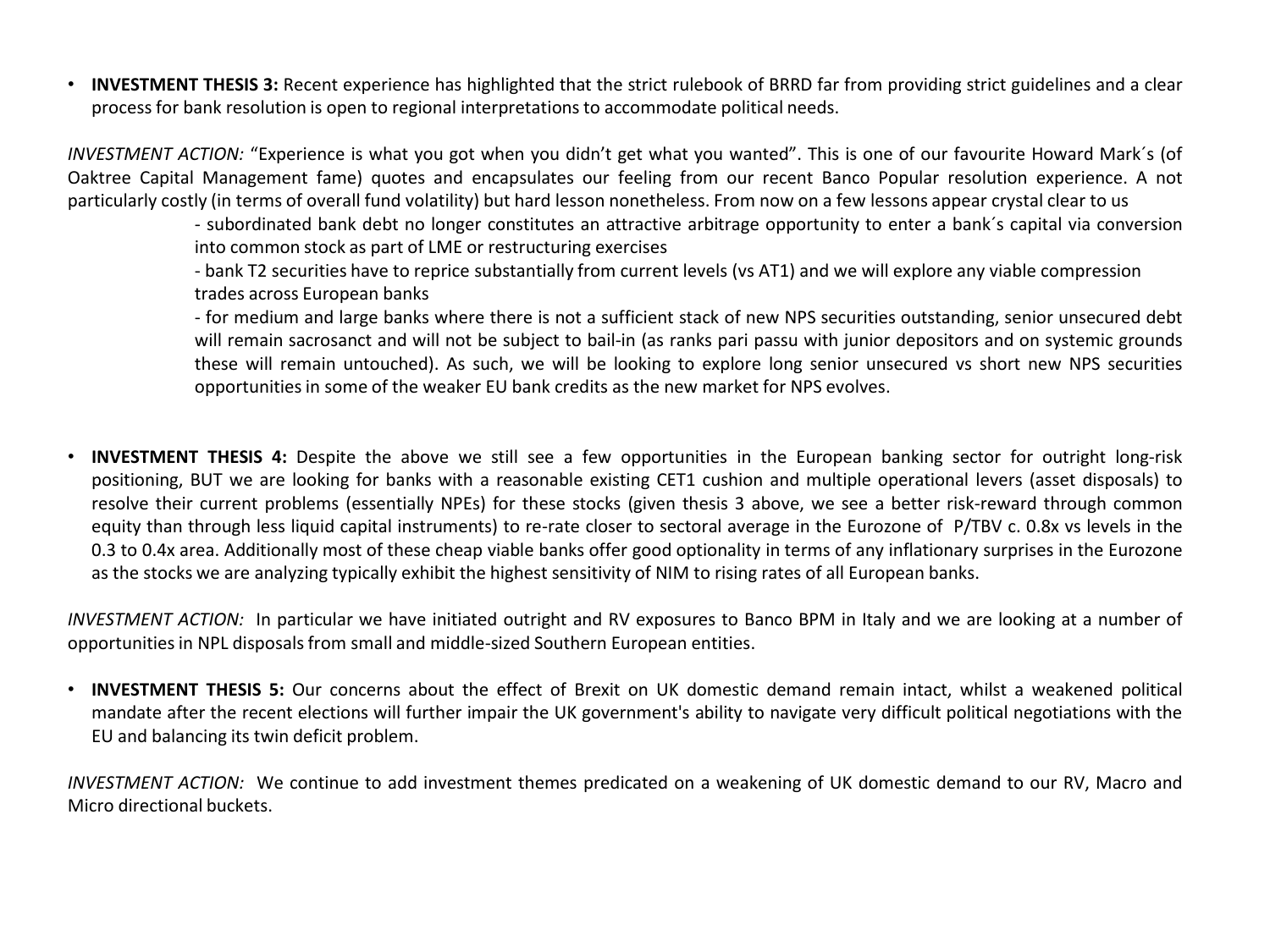- **INVESTMENT THESIS 3:** Recent experience has highlighted that the strict rulebook of BRRD far from providing strict guidelines and a clear process for bank resolution is open to regional interpretations to accommodate political needs.

*INVESTMENT ACTION:* "Experience is what you got when you didn't get what you wanted". This is one of our favourite Howard Mark´s (of Oaktree Capital Management fame) quotes and encapsulates our feeling from our recent Banco Popular resolution experience. A not particularly costly (in terms of overall fund volatility) but hard lesson nonetheless. From now on a few lessons appear crystal clear to us

- subordinated bank debt no longer constitutes an attractive arbitrage opportunity to enter a bank´s capital via conversion into common stock as part of LME or restructuring exercises
- bank T2 securities have to reprice substantially from current levels (vs AT1) and we will explore any viable compression trades across European banks
- for medium and large banks where there is not a sufficient stack of new NPS securities outstanding, senior unsecured debt will remain sacrosanct and will not be subject to bail-in (as ranks pari passu with junior depositors and on systemic grounds these will remain untouched). As such, we will be looking to explore long senior unsecured vs short new NPS securities opportunities in some of the weaker EU bank credits as the new market for NPS evolves.

- **INVESTMENT THESIS 4:** Despite the above we still see a few opportunities in the European banking sector for outright long-risk positioning, BUT we are looking for banks with a reasonable existing CET1 cushion and multiple operational levers (asset disposals) to resolve their current problems (essentially NPEs) for these stocks (given thesis 3 above, we see a better risk-reward through common equity than through less liquid capital instruments) to re-rate closer to sectoral average in the Eurozone of P/TBV c. 0.8x vs levels in the 0.3 to 0.4x area. Additionally most of these cheap viable banks offer good optionality in terms of any inflationary surprises in the Eurozone as the stocks we are analyzing typically exhibit the highest sensitivity of NIM to rising rates of all European banks.

*INVESTMENT ACTION:* In particular we have initiated outright and RV exposures to Banco BPM in Italy and we are looking at a number of opportunities in NPL disposals from small and middle-sized Southern European entities.

- **INVESTMENT THESIS 5:** Our concerns about the effect of Brexit on UK domestic demand remain intact, whilst a weakened political mandate after the recent elections will further impair the UK government's ability to navigate very difficult political negotiations with the EU and balancing its twin deficit problem.

*INVESTMENT ACTION:* We continue to add investment themes predicated on a weakening of UK domestic demand to our RV, Macro and Micro directional buckets.